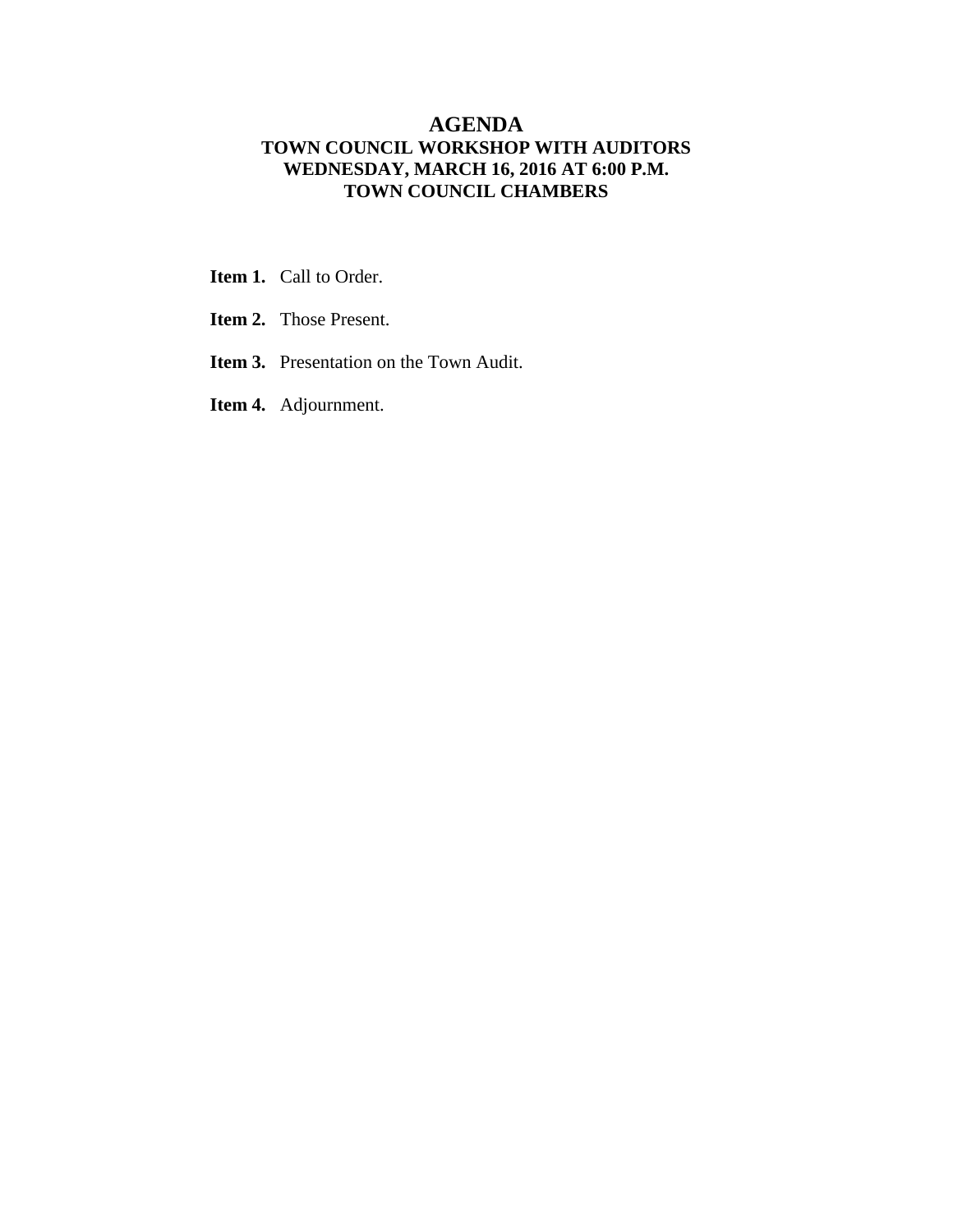# AGENDA

## TOWN COUNCIL WORKSHOP WITH AUDITORS
## WEDNESDAY, MARCH 16, 2016 AT 6:00 P.M.
## TOWN COUNCIL CHAMBERS

**Item 1.** Call to Order.

**Item 2.** Those Present.

**Item 3.** Presentation on the Town Audit.

**Item 4.** Adjournment.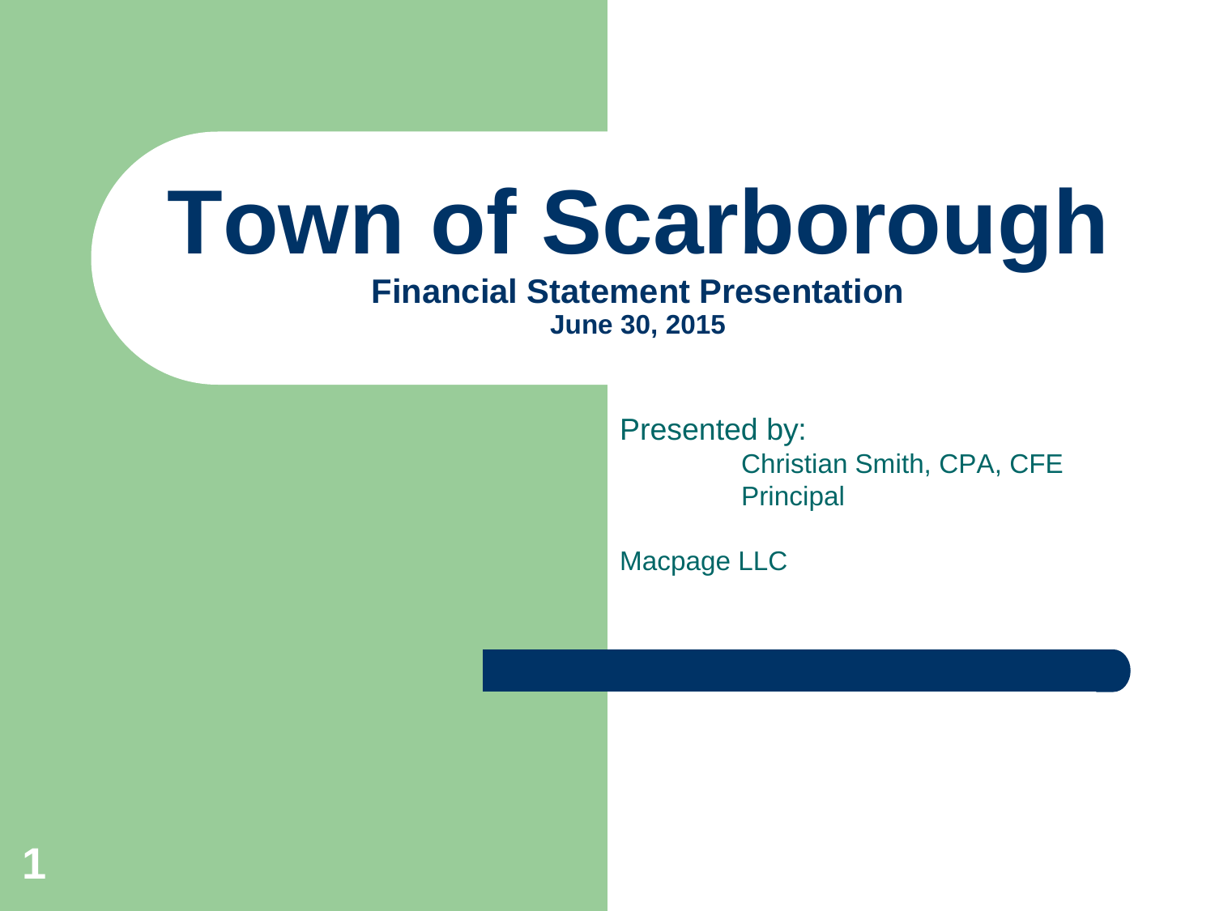# Town of Scarborough

**Financial Statement Presentation**

**June 30, 2015**

Presented by:

Christian Smith, CPA, CFE
Principal

Macpage LLC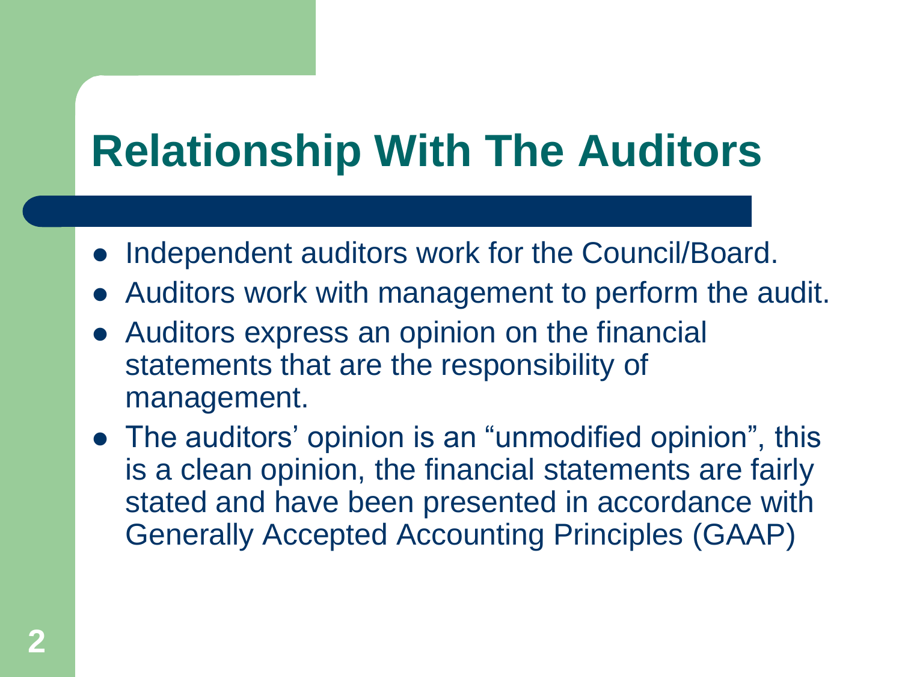# Relationship With The Auditors

- Independent auditors work for the Council/Board.
- Auditors work with management to perform the audit.
- Auditors express an opinion on the financial statements that are the responsibility of management.
- The auditors' opinion is an "unmodified opinion", this is a clean opinion, the financial statements are fairly stated and have been presented in accordance with Generally Accepted Accounting Principles (GAAP)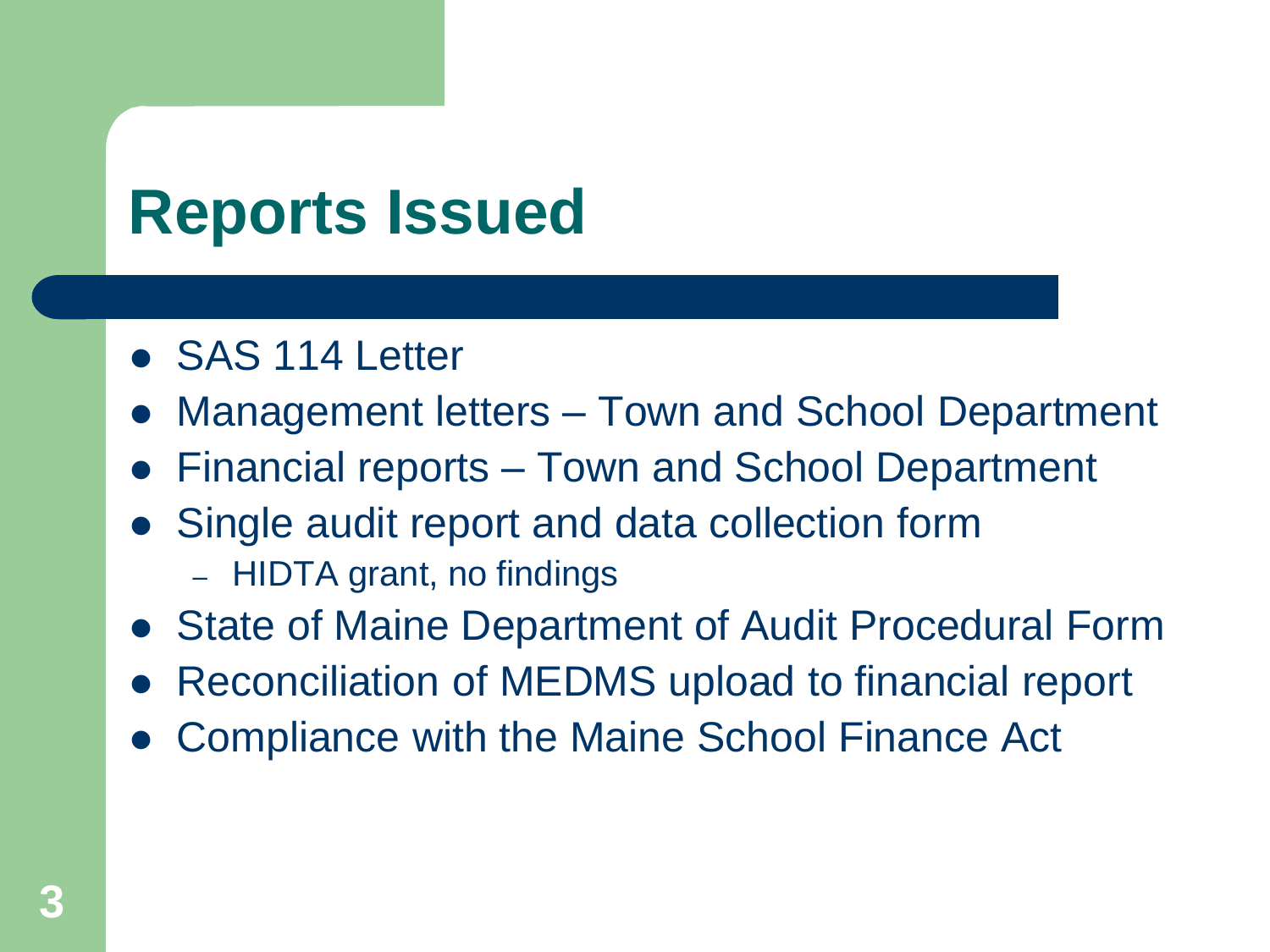# Reports Issued

- SAS 114 Letter
- Management letters – Town and School Department
- Financial reports – Town and School Department
- Single audit report and data collection form
  - HIDTA grant, no findings
- State of Maine Department of Audit Procedural Form
- Reconciliation of MEDMS upload to financial report
- Compliance with the Maine School Finance Act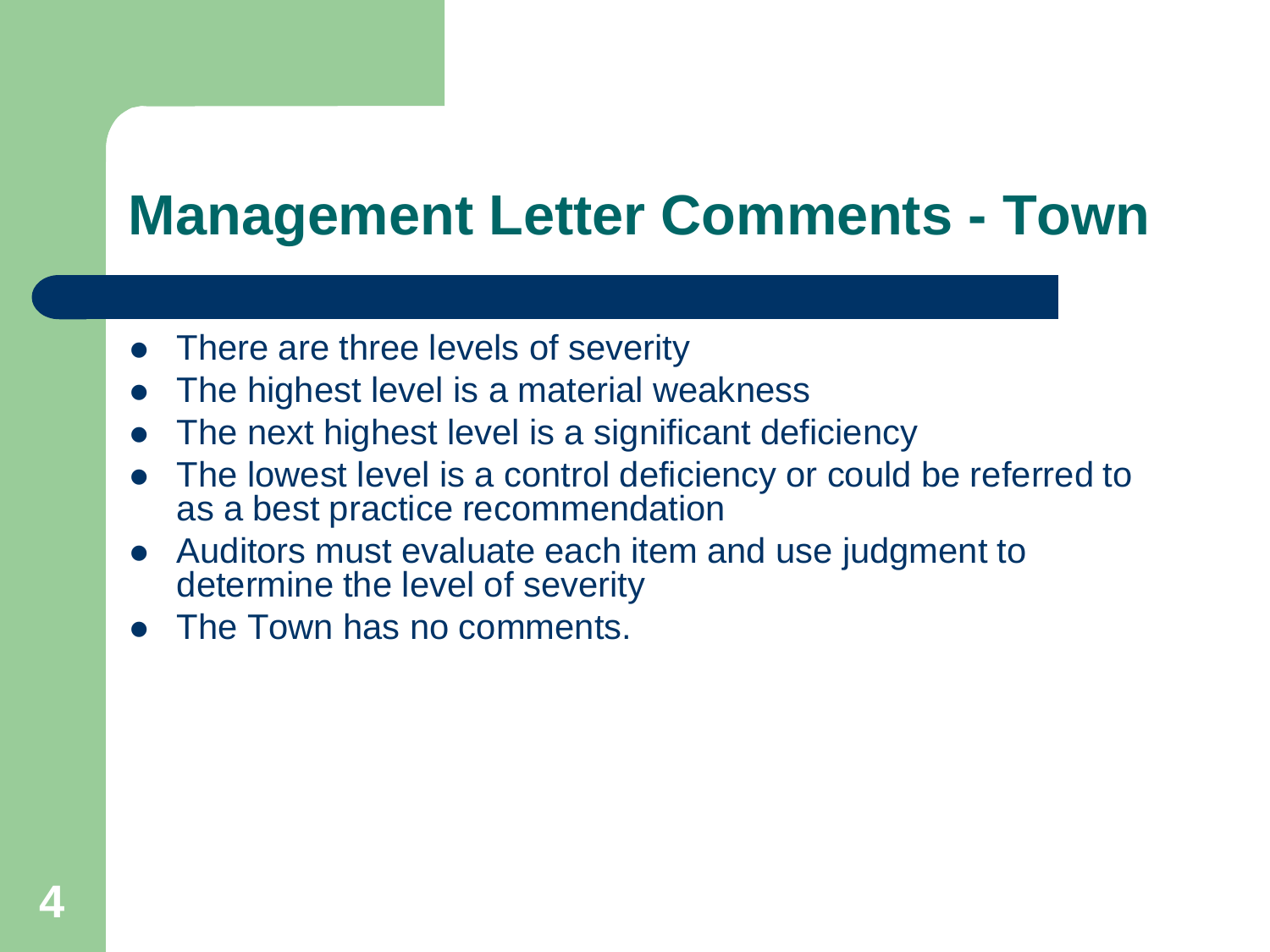# Management Letter Comments - Town

- There are three levels of severity
- The highest level is a material weakness
- The next highest level is a significant deficiency
- The lowest level is a control deficiency or could be referred to as a best practice recommendation
- Auditors must evaluate each item and use judgment to determine the level of severity
- The Town has no comments.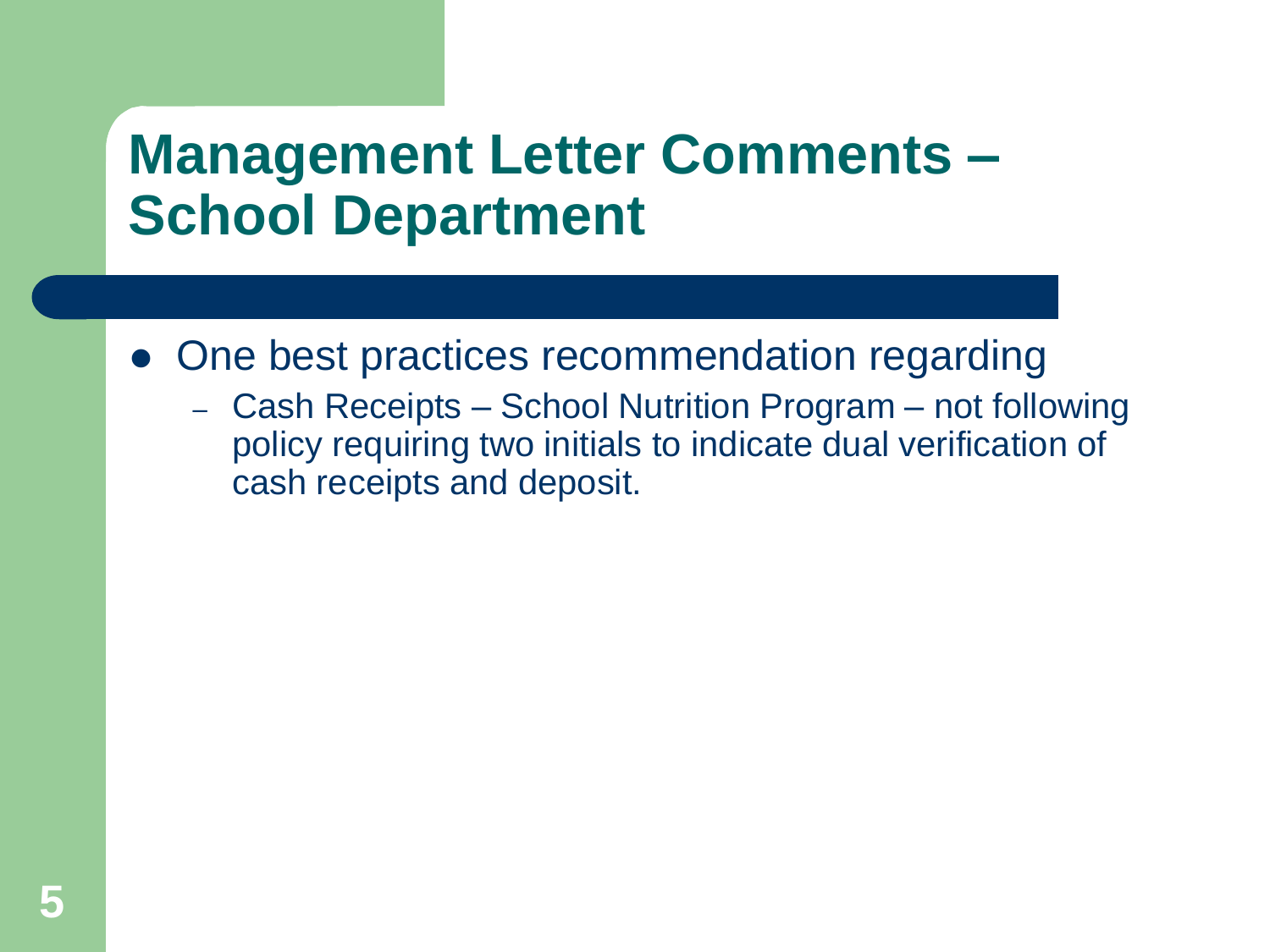# Management Letter Comments – School Department

- One best practices recommendation regarding
  - Cash Receipts – School Nutrition Program – not following policy requiring two initials to indicate dual verification of cash receipts and deposit.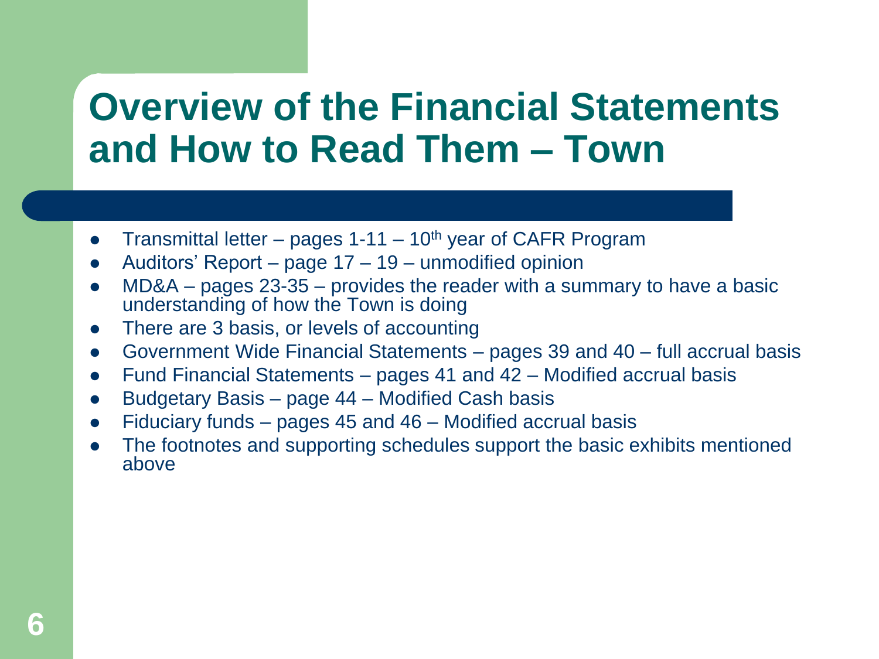# Overview of the Financial Statements and How to Read Them – Town

- Transmittal letter – pages 1-11 – 10th year of CAFR Program
- Auditors' Report – page 17 – 19 – unmodified opinion
- MD&A – pages 23-35 – provides the reader with a summary to have a basic understanding of how the Town is doing
- There are 3 basis, or levels of accounting
- Government Wide Financial Statements – pages 39 and 40 – full accrual basis
- Fund Financial Statements – pages 41 and 42 – Modified accrual basis
- Budgetary Basis – page 44 – Modified Cash basis
- Fiduciary funds – pages 45 and 46 – Modified accrual basis
- The footnotes and supporting schedules support the basic exhibits mentioned above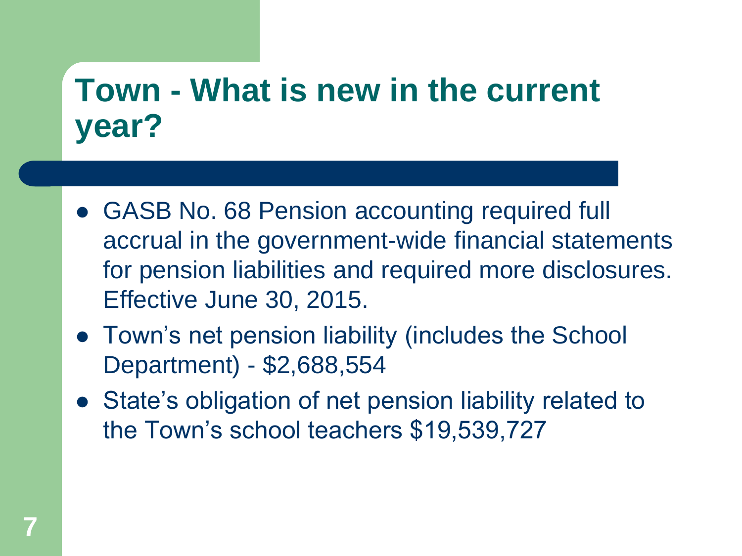# Town - What is new in the current year?

- GASB No. 68 Pension accounting required full accrual in the government-wide financial statements for pension liabilities and required more disclosures. Effective June 30, 2015.
- Town's net pension liability (includes the School Department) - $2,688,554
- State's obligation of net pension liability related to the Town's school teachers $19,539,727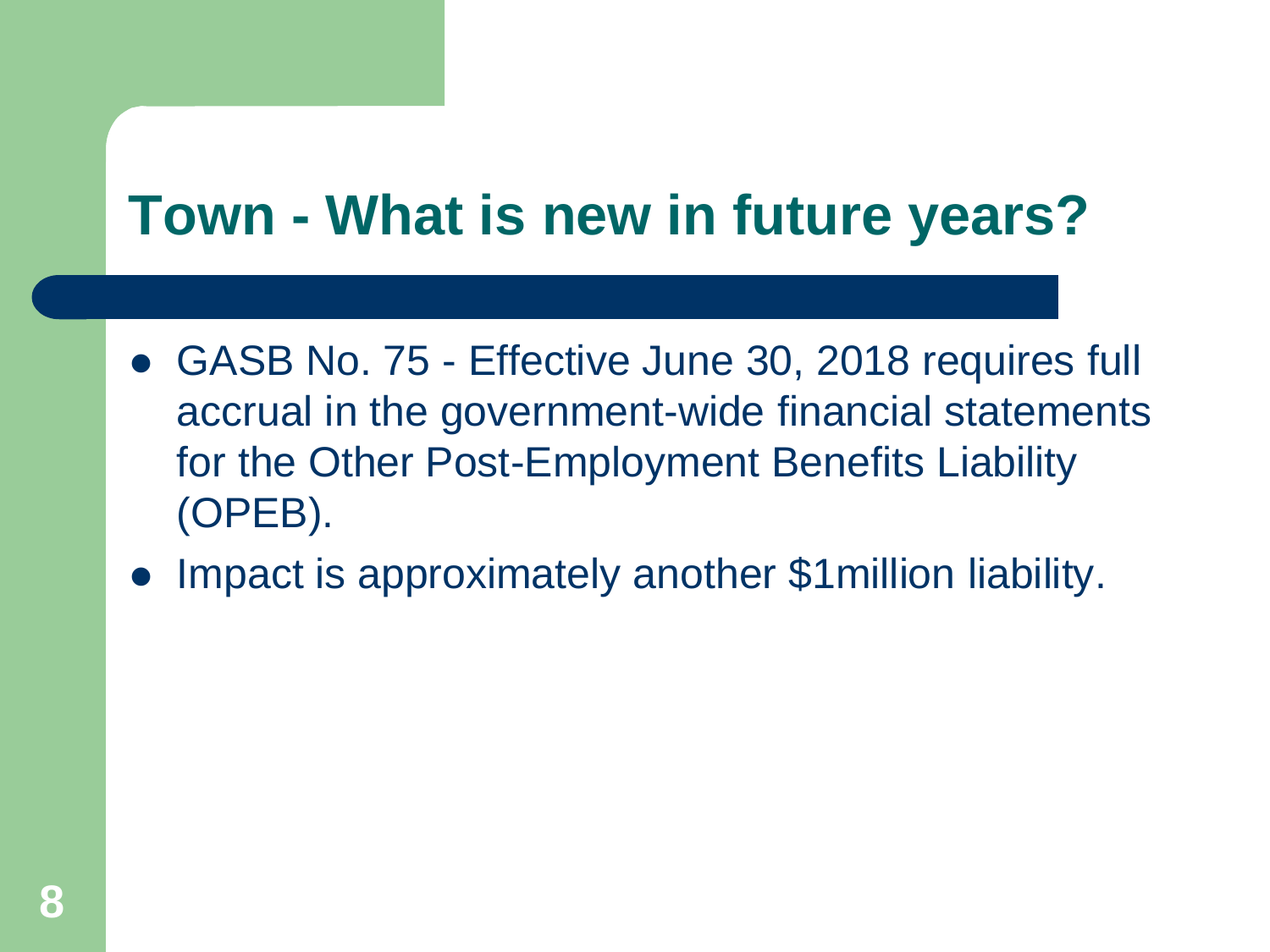# Town - What is new in future years?

- GASB No. 75 - Effective June 30, 2018 requires full accrual in the government-wide financial statements for the Other Post-Employment Benefits Liability (OPEB).
- Impact is approximately another $1million liability.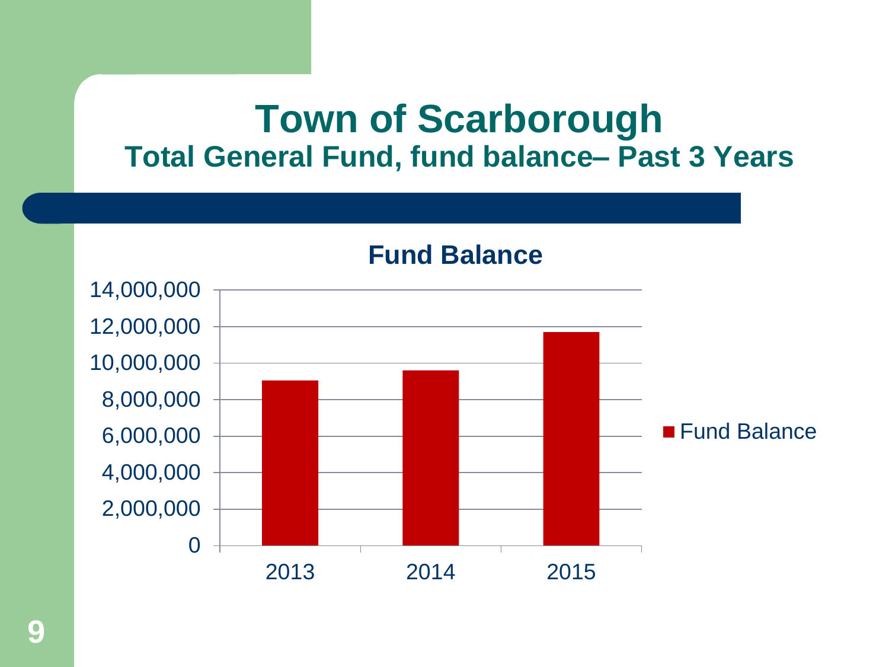# Town of Scarborough

## Total General Fund, fund balance– Past 3 Years

### Fund Balance

| Year | Fund Balance |
|---|---|
| 2013 | ~9,000,000 |
| 2014 | ~9,600,000 |
| 2015 | ~11,700,000 |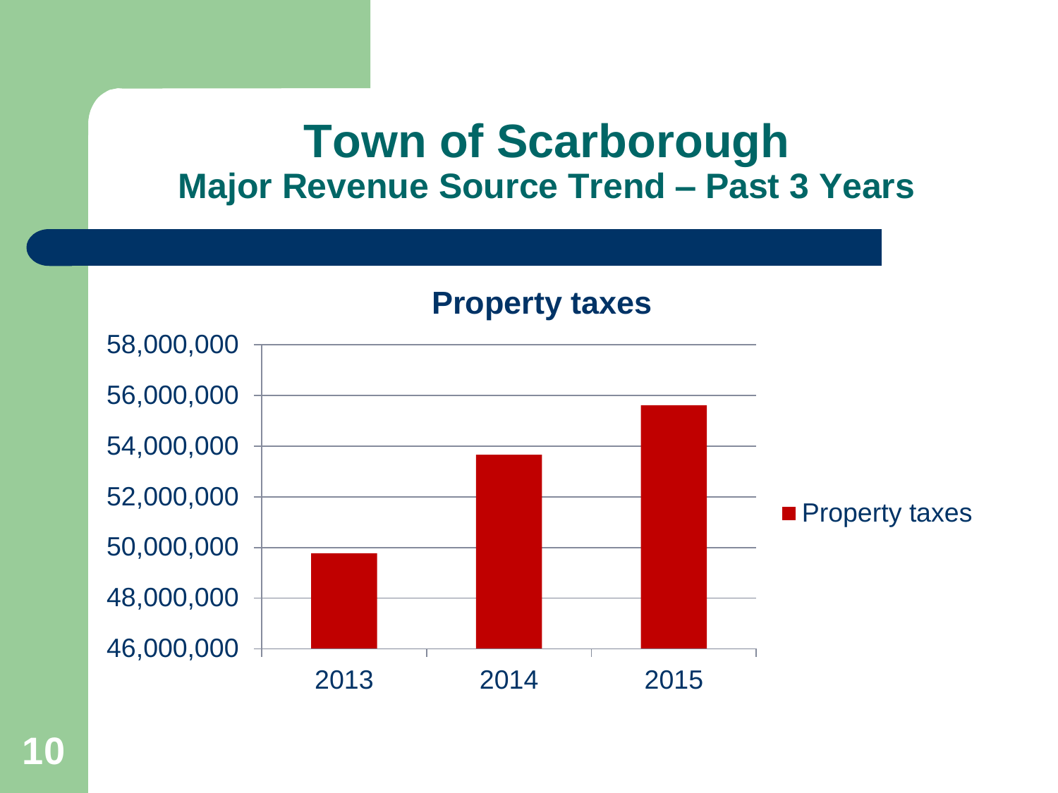# Town of Scarborough

## Major Revenue Source Trend – Past 3 Years

**Property taxes**

58,000,000
56,000,000
54,000,000
52,000,000
50,000,000
48,000,000
46,000,000

2013 2014 2015

Property taxes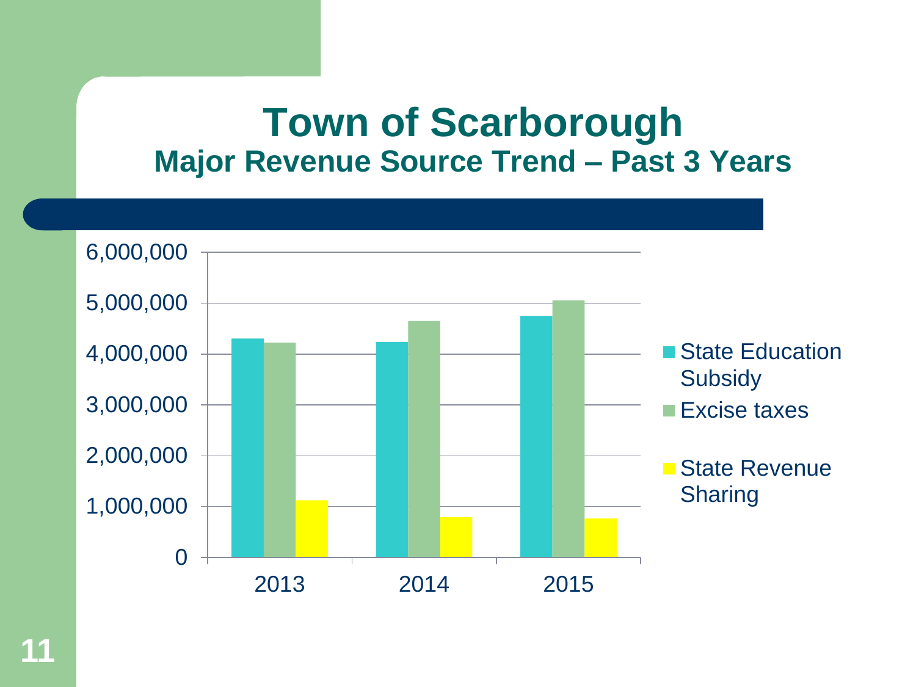# Town of Scarborough

## Major Revenue Source Trend – Past 3 Years

6,000,000
5,000,000
4,000,000
3,000,000
2,000,000
1,000,000
0

2013 2014 2015

- State Education Subsidy
- Excise taxes
- State Revenue Sharing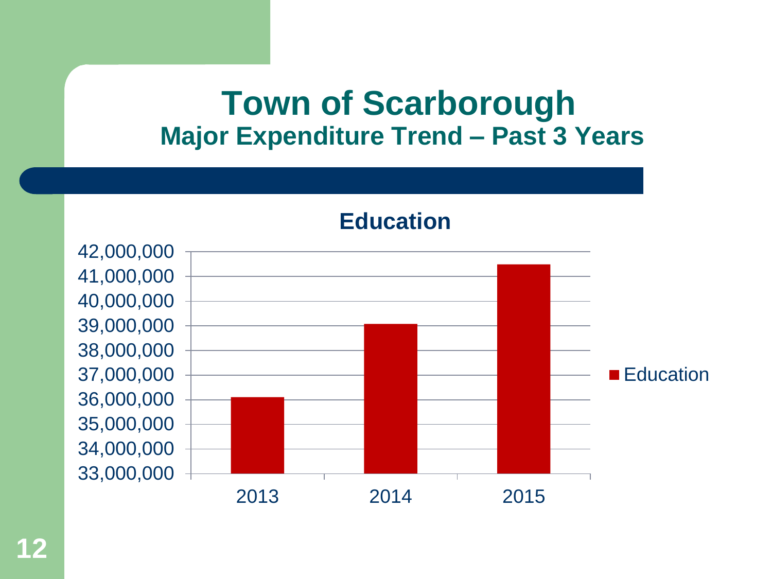# Town of Scarborough

## Major Expenditure Trend – Past 3 Years

### Education

| Year | Education |
| --- | --- |
| 2013 | ~36,100,000 |
| 2014 | ~39,100,000 |
| 2015 | ~41,500,000 |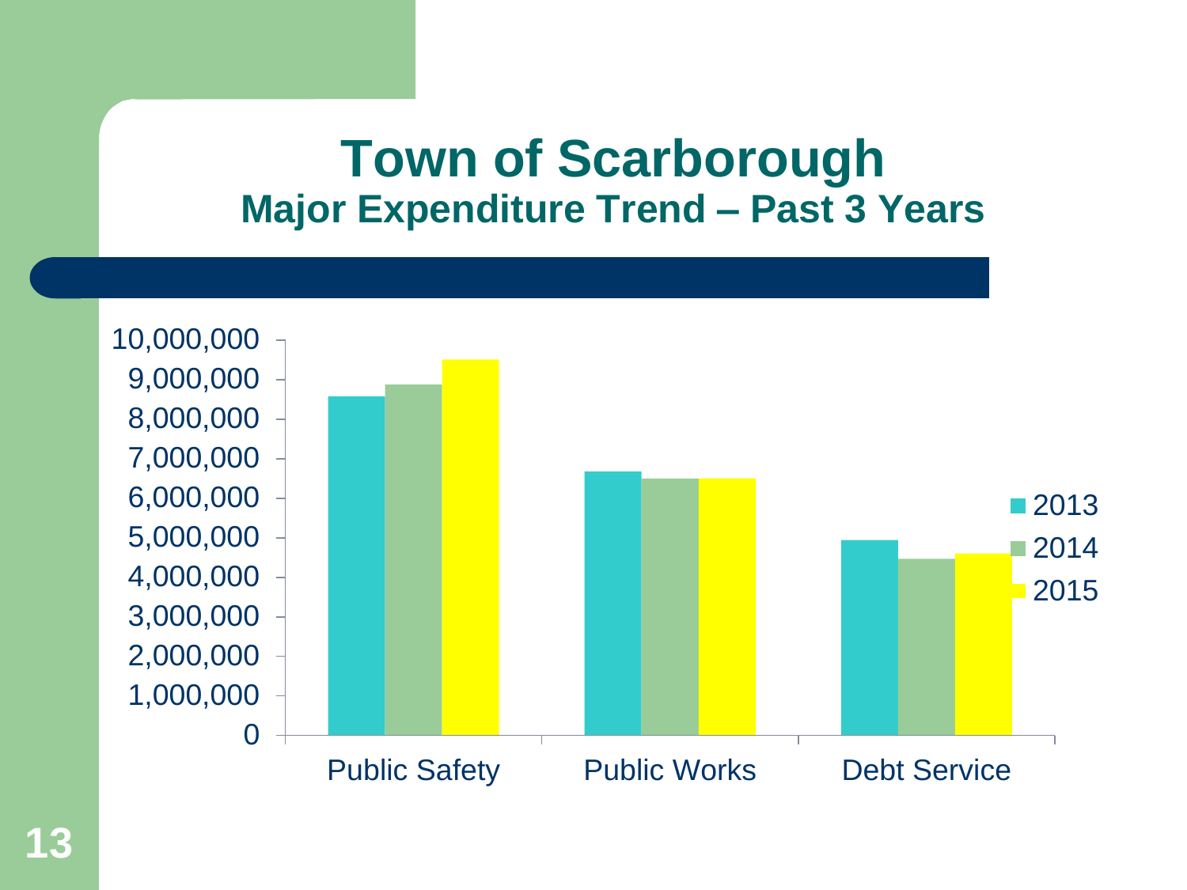# Town of Scarborough

## Major Expenditure Trend – Past 3 Years

| | 2013 | 2014 | 2015 |
|---|---|---|---|
| Public Safety | ~8,600,000 | ~8,900,000 | ~9,500,000 |
| Public Works | ~6,700,000 | ~6,500,000 | ~6,500,000 |
| Debt Service | ~4,950,000 | ~4,450,000 | ~4,600,000 |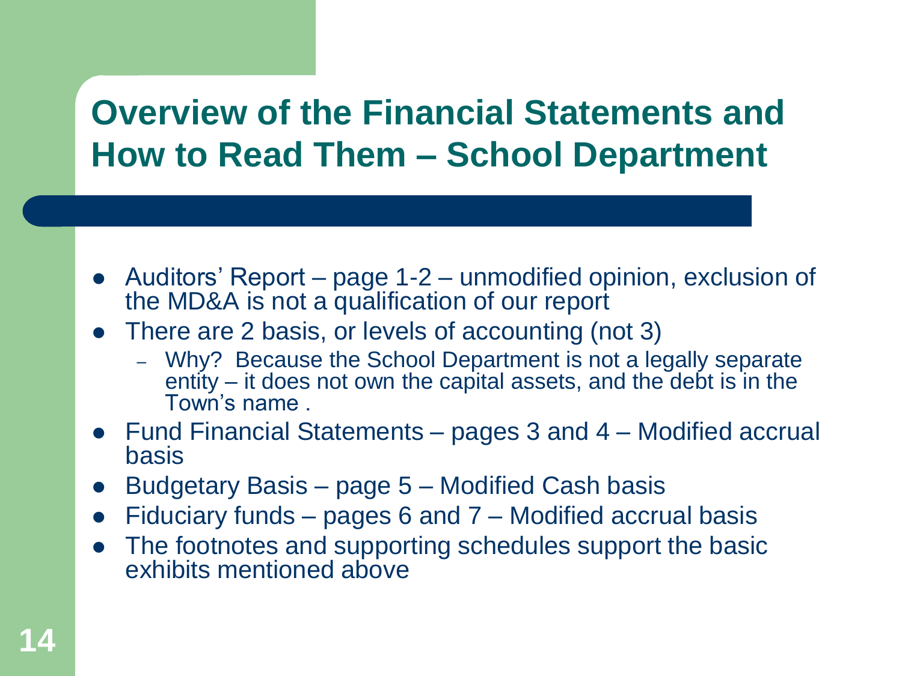# Overview of the Financial Statements and How to Read Them – School Department

- Auditors' Report – page 1-2 – unmodified opinion, exclusion of the MD&A is not a qualification of our report
- There are 2 basis, or levels of accounting (not 3)
  - Why? Because the School Department is not a legally separate entity – it does not own the capital assets, and the debt is in the Town's name .
- Fund Financial Statements – pages 3 and 4 – Modified accrual basis
- Budgetary Basis – page 5 – Modified Cash basis
- Fiduciary funds – pages 6 and 7 – Modified accrual basis
- The footnotes and supporting schedules support the basic exhibits mentioned above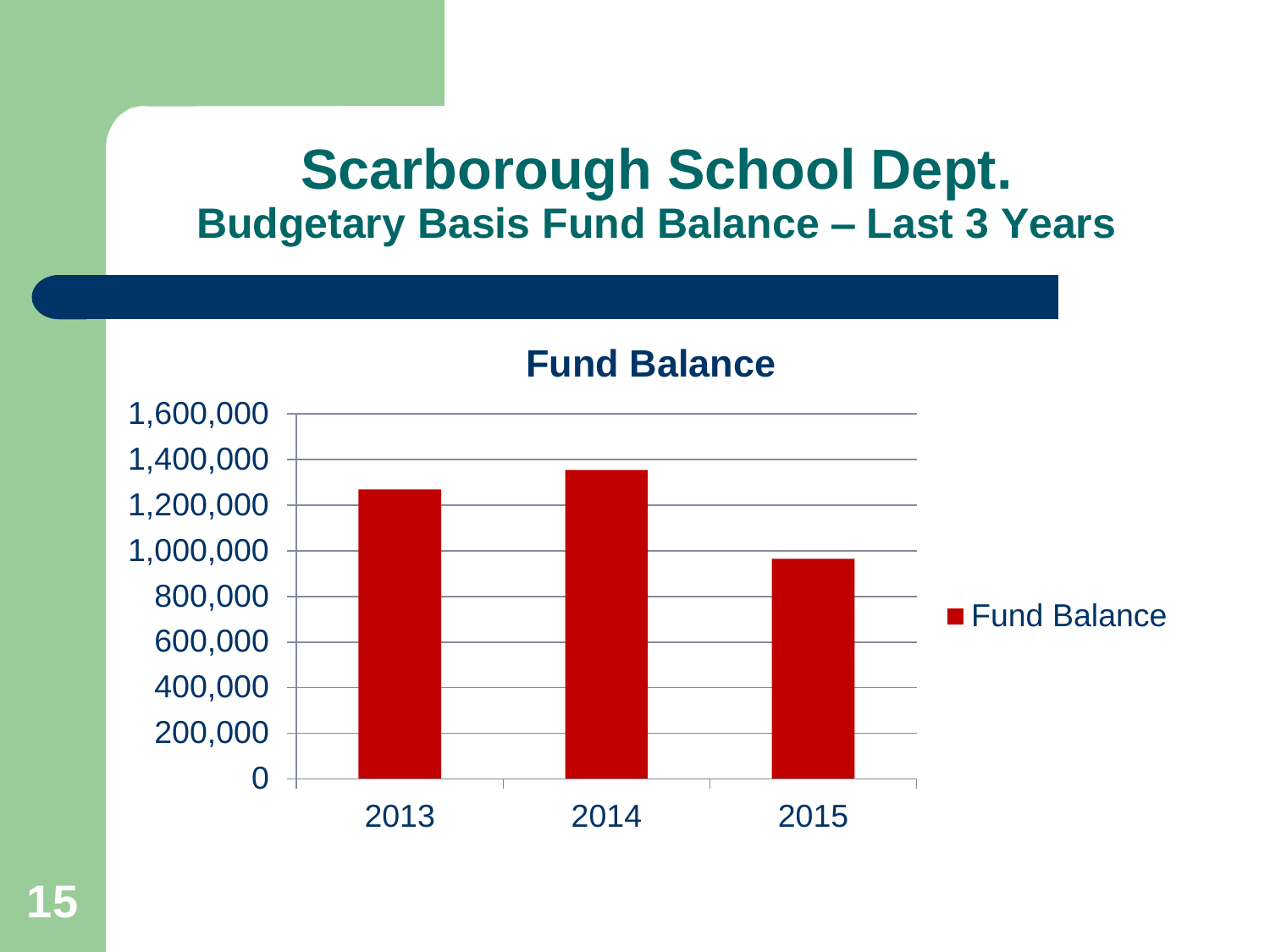# Scarborough School Dept.

## Budgetary Basis Fund Balance – Last 3 Years

**Fund Balance**

1,600,000
1,400,000
1,200,000
1,000,000
800,000
600,000
400,000
200,000
0

2013 2014 2015

■ Fund Balance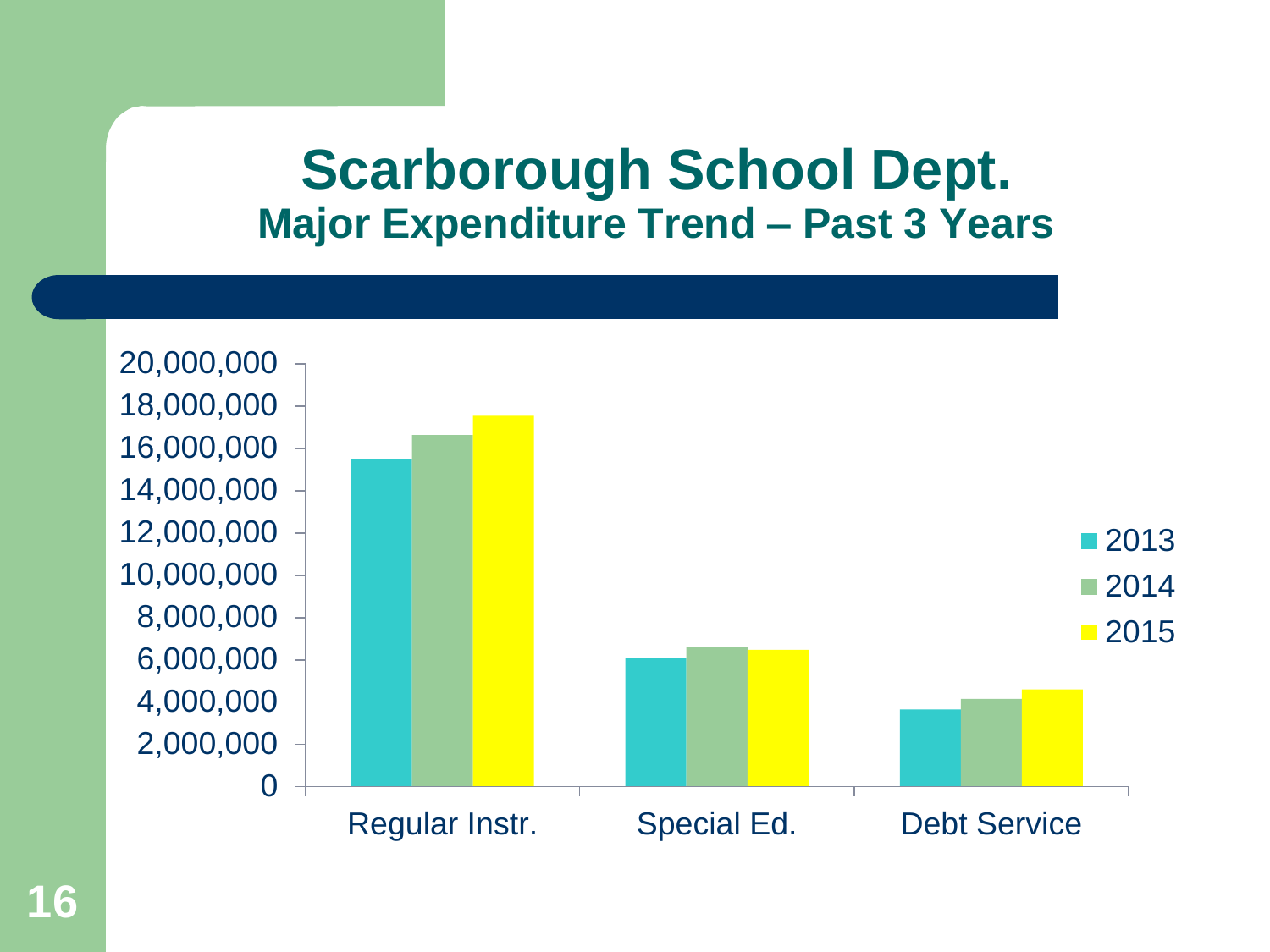# Scarborough School Dept.

## Major Expenditure Trend – Past 3 Years

| | 2013 | 2014 | 2015 |
|---|---|---|---|
| Regular Instr. | ~15,500,000 | ~16,600,000 | ~17,500,000 |
| Special Ed. | ~6,100,000 | ~6,600,000 | ~6,500,000 |
| Debt Service | ~3,700,000 | ~4,100,000 | ~4,600,000 |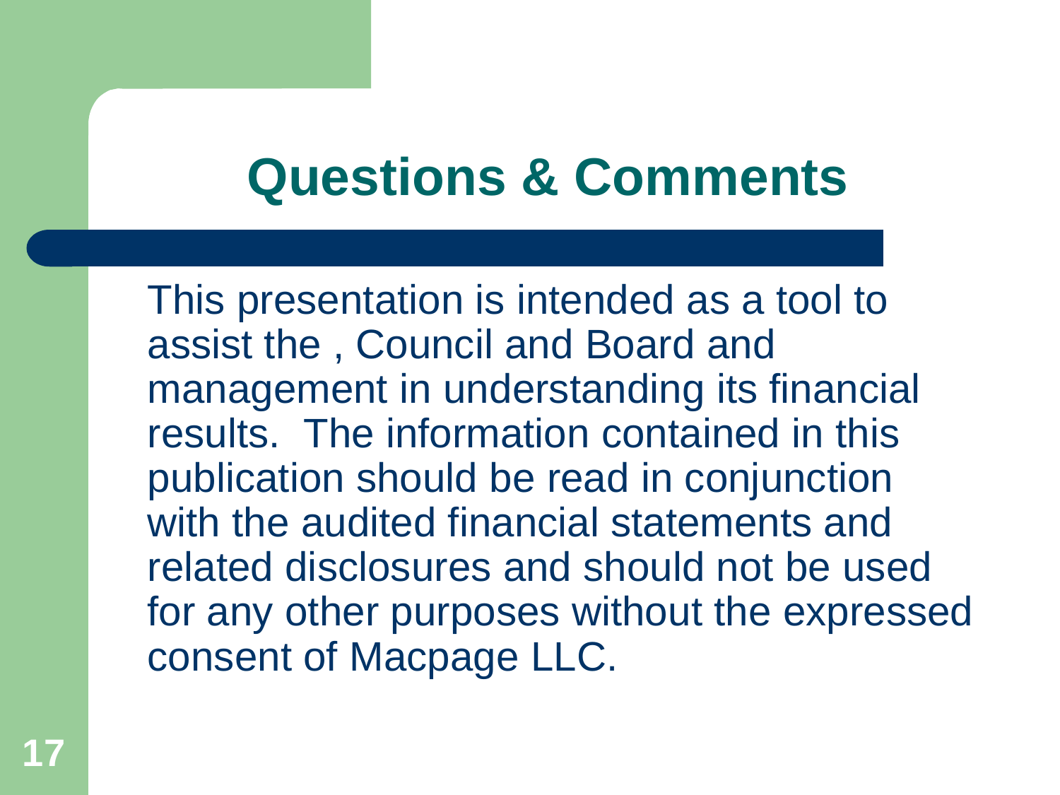# Questions & Comments

This presentation is intended as a tool to assist the , Council and Board and management in understanding its financial results. The information contained in this publication should be read in conjunction with the audited financial statements and related disclosures and should not be used for any other purposes without the expressed consent of Macpage LLC.